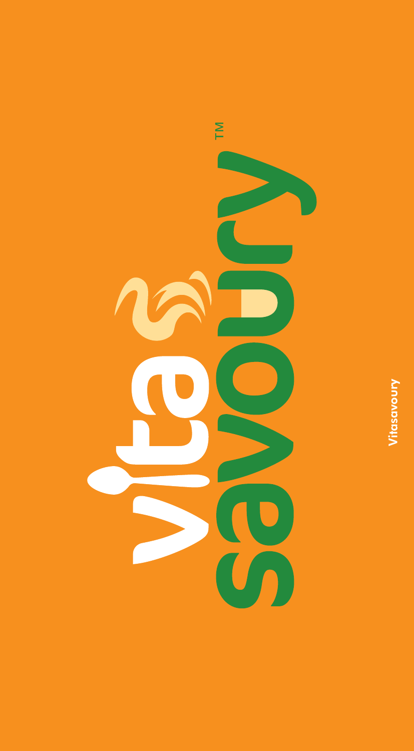# vita savoury™

Vitasavoury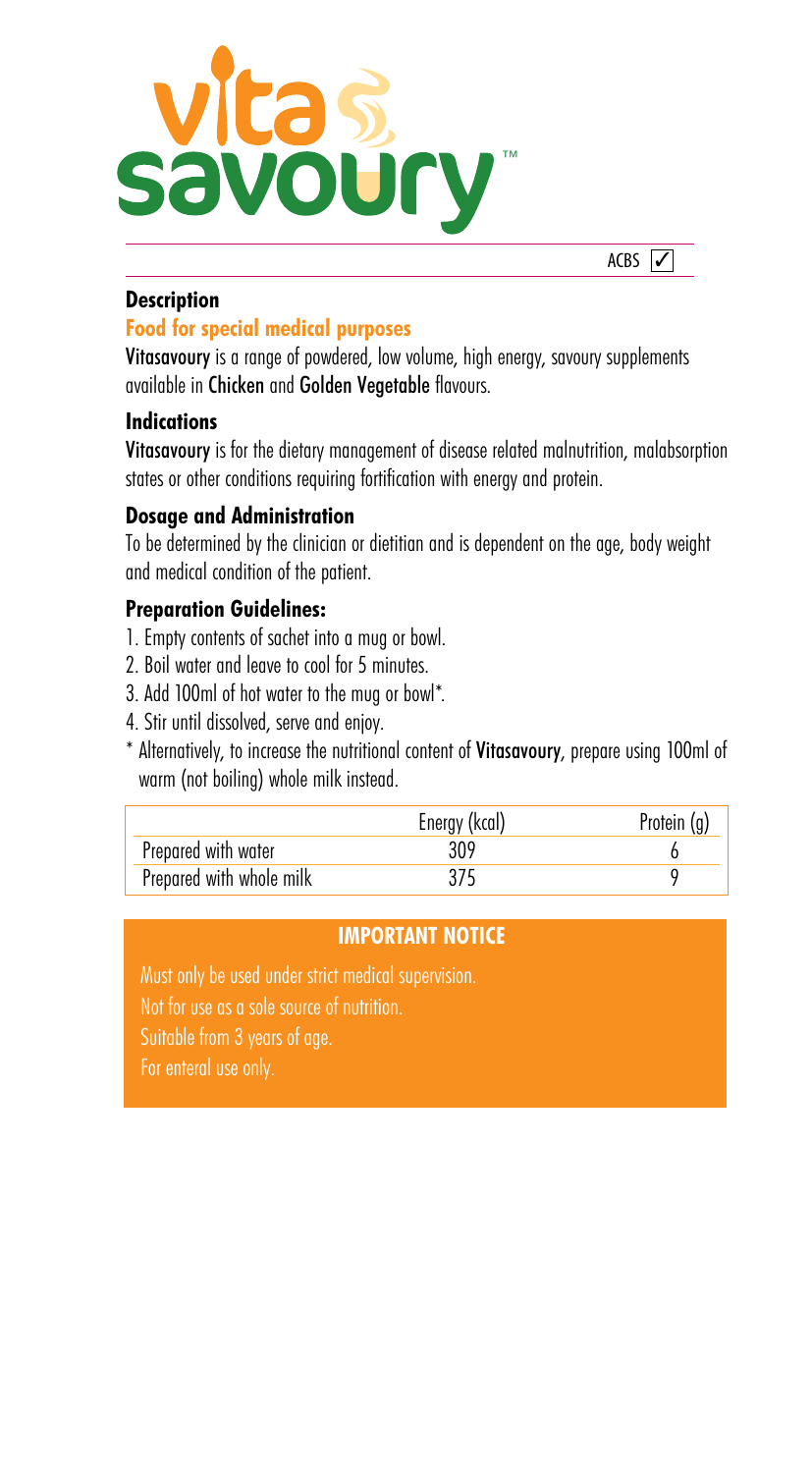# vita savoury™

ACBS ✓

## Description

### Food for special medical purposes

**Vitasavoury** is a range of powdered, low volume, high energy, savoury supplements available in **Chicken** and **Golden Vegetable** flavours.

## Indications

**Vitasavoury** is for the dietary management of disease related malnutrition, malabsorption states or other conditions requiring fortification with energy and protein.

## Dosage and Administration

To be determined by the clinician or dietitian and is dependent on the age, body weight and medical condition of the patient.

## Preparation Guidelines:

1. Empty contents of sachet into a mug or bowl.
2. Boil water and leave to cool for 5 minutes.
3. Add 100ml of hot water to the mug or bowl*.
4. Stir until dissolved, serve and enjoy.

\* Alternatively, to increase the nutritional content of **Vitasavoury**, prepare using 100ml of warm (not boiling) whole milk instead.

| | Energy (kcal) | Protein (g) |
|---|---|---|
| Prepared with water | 309 | 6 |
| Prepared with whole milk | 375 | 9 |

## IMPORTANT NOTICE

Must only be used under strict medical supervision.
Not for use as a sole source of nutrition.
Suitable from 3 years of age.
For enteral use only.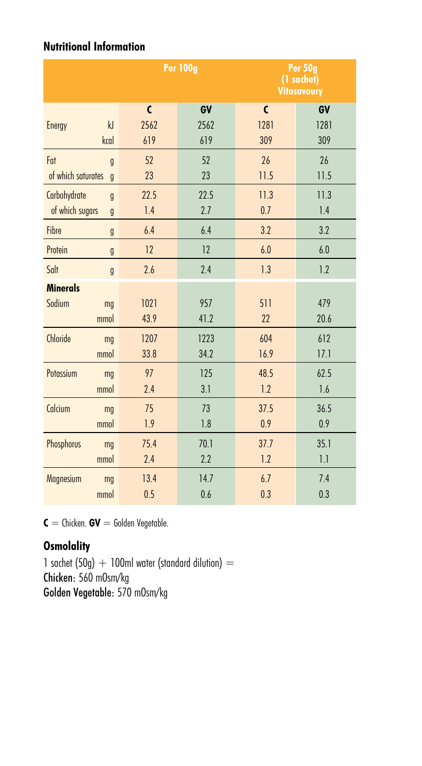## Nutritional Information

| | | Per 100g | | Per 50g (1 sachet) Vitasavoury | |
|---|---|---|---|---|---|
| | | **C** | **GV** | **C** | **GV** |
| Energy | kJ | 2562 | 2562 | 1281 | 1281 |
| | kcal | 619 | 619 | 309 | 309 |
| Fat | g | 52 | 52 | 26 | 26 |
| of which saturates | g | 23 | 23 | 11.5 | 11.5 |
| Carbohydrate | g | 22.5 | 22.5 | 11.3 | 11.3 |
| of which sugars | g | 1.4 | 2.7 | 0.7 | 1.4 |
| Fibre | g | 6.4 | 6.4 | 3.2 | 3.2 |
| Protein | g | 12 | 12 | 6.0 | 6.0 |
| Salt | g | 2.6 | 2.4 | 1.3 | 1.2 |
| **Minerals** | | | | | |
| Sodium | mg | 1021 | 957 | 511 | 479 |
| | mmol | 43.9 | 41.2 | 22 | 20.6 |
| Chloride | mg | 1207 | 1223 | 604 | 612 |
| | mmol | 33.8 | 34.2 | 16.9 | 17.1 |
| Potassium | mg | 97 | 125 | 48.5 | 62.5 |
| | mmol | 2.4 | 3.1 | 1.2 | 1.6 |
| Calcium | mg | 75 | 73 | 37.5 | 36.5 |
| | mmol | 1.9 | 1.8 | 0.9 | 0.9 |
| Phosphorus | mg | 75.4 | 70.1 | 37.7 | 35.1 |
| | mmol | 2.4 | 2.2 | 1.2 | 1.1 |
| Magnesium | mg | 13.4 | 14.7 | 6.7 | 7.4 |
| | mmol | 0.5 | 0.6 | 0.3 | 0.3 |

**C** = Chicken. **GV** = Golden Vegetable.

## Osmolality

1 sachet (50g) + 100ml water (standard dilution) =
Chicken: 560 mOsm/kg
Golden Vegetable: 570 mOsm/kg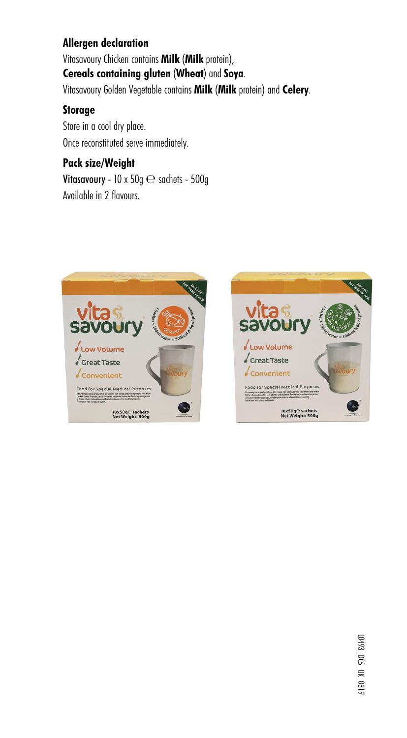## Allergen declaration

Vitasavoury Chicken contains **Milk** (**Milk** protein), **Cereals containing gluten** (**Wheat**) and **Soya**.

Vitasavoury Golden Vegetable contains **Milk** (**Milk** protein) and **Celery**.

## Storage

Store in a cool dry place.

Once reconstituted serve immediately.

## Pack size/Weight

**Vitasavoury** - 10 x 50g ℮ sachets - 500g

Available in 2 flavours.

L0493_DC5_UK_0319